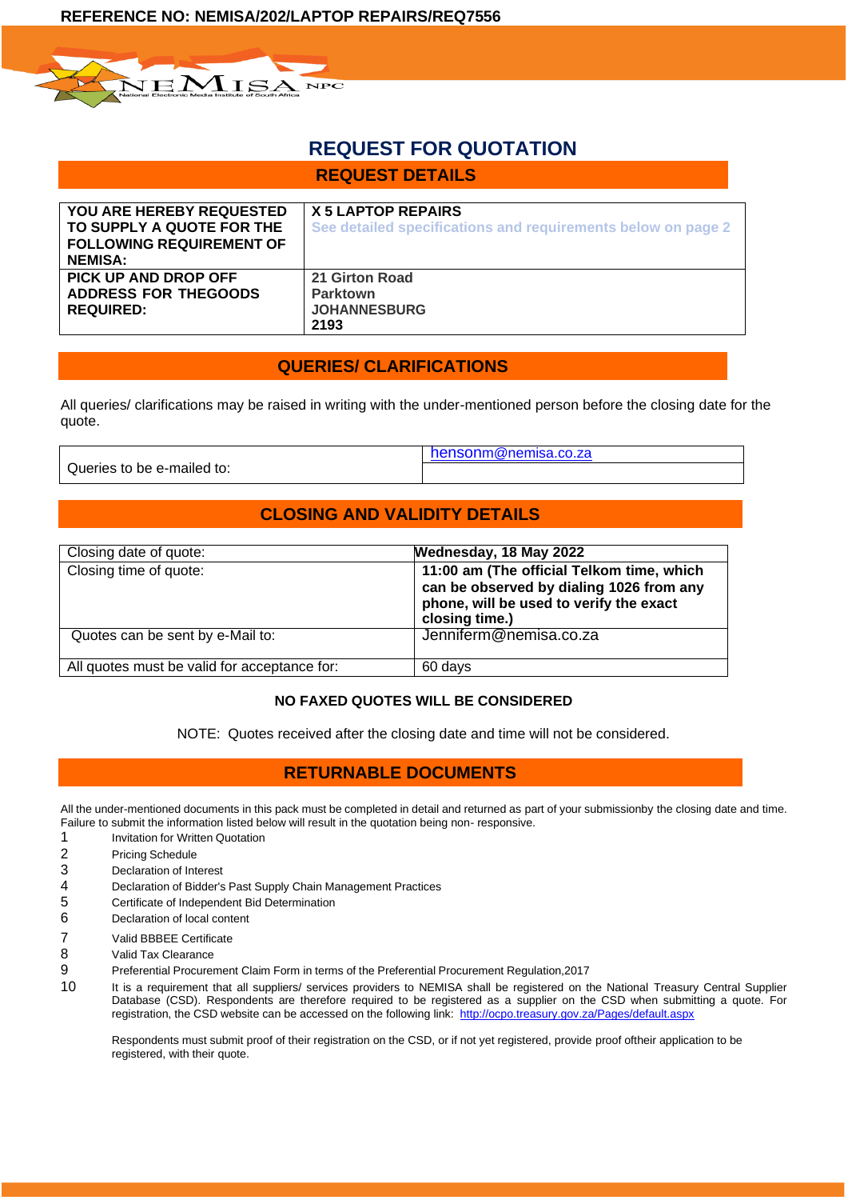REFERENCE NO: NEMISA/202/LAPTOP REPAIRS/REQ7556

NEMISA NPC
National Electronic Media Institute of South Africa

# REQUEST FOR QUOTATION

## REQUEST DETAILS

| | |
|---|---|
| **YOU ARE HEREBY REQUESTED TO SUPPLY A QUOTE FOR THE FOLLOWING REQUIREMENT OF NEMISA:** | **X 5 LAPTOP REPAIRS**<br>**See detailed specifications and requirements below on page 2** |
| **PICK UP AND DROP OFF ADDRESS FOR THEGOODS REQUIRED:** | **21 Girton Road**<br>**Parktown**<br>**JOHANNESBURG**<br>**2193** |

## QUERIES/ CLARIFICATIONS

All queries/ clarifications may be raised in writing with the under-mentioned person before the closing date for the quote.

| | |
|---|---|
| Queries to be e-mailed to: | hensonm@nemisa.co.za |

## CLOSING AND VALIDITY DETAILS

| | |
|---|---|
| Closing date of quote: | **Wednesday, 18 May 2022** |
| Closing time of quote: | **11:00 am (The official Telkom time, which can be observed by dialing 1026 from any phone, will be used to verify the exact closing time.)** |
| Quotes can be sent by e-Mail to: | Jenniferm@nemisa.co.za |
| All quotes must be valid for acceptance for: | 60 days |

**NO FAXED QUOTES WILL BE CONSIDERED**

NOTE: Quotes received after the closing date and time will not be considered.

## RETURNABLE DOCUMENTS

All the under-mentioned documents in this pack must be completed in detail and returned as part of your submissionby the closing date and time. Failure to submit the information listed below will result in the quotation being non- responsive.

1. Invitation for Written Quotation
2. Pricing Schedule
3. Declaration of Interest
4. Declaration of Bidder's Past Supply Chain Management Practices
5. Certificate of Independent Bid Determination
6. Declaration of local content
7. Valid BBBEE Certificate
8. Valid Tax Clearance
9. Preferential Procurement Claim Form in terms of the Preferential Procurement Regulation,2017
10. It is a requirement that all suppliers/ services providers to NEMISA shall be registered on the National Treasury Central Supplier Database (CSD). Respondents are therefore required to be registered as a supplier on the CSD when submitting a quote. For registration, the CSD website can be accessed on the following link: http://ocpo.treasury.gov.za/Pages/default.aspx

    Respondents must submit proof of their registration on the CSD, or if not yet registered, provide proof oftheir application to be registered, with their quote.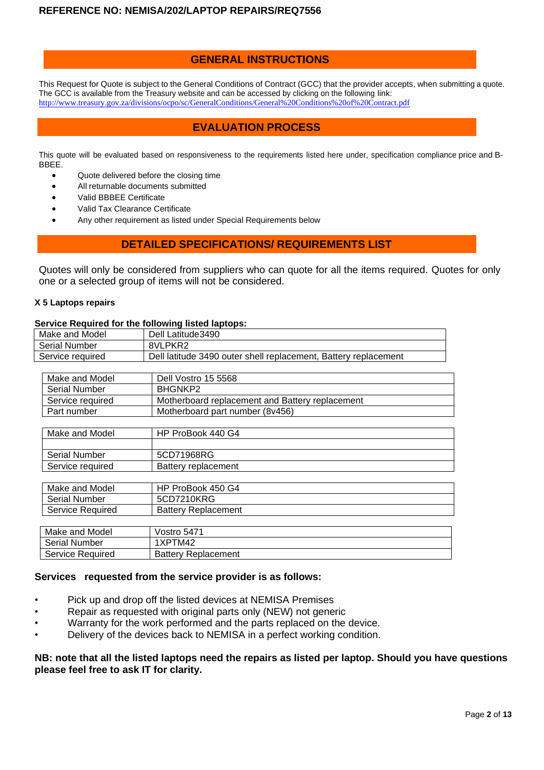## GENERAL INSTRUCTIONS

This Request for Quote is subject to the General Conditions of Contract (GCC) that the provider accepts, when submitting a quote. The GCC is available from the Treasury website and can be accessed by clicking on the following link: http://www.treasury.gov.za/divisions/ocpo/sc/GeneralConditions/General%20Conditions%20of%20Contract.pdf

## EVALUATION PROCESS

This quote will be evaluated based on responsiveness to the requirements listed here under, specification compliance price and B-BBEE.

- Quote delivered before the closing time
- All returnable documents submitted
- Valid BBBEE Certificate
- Valid Tax Clearance Certificate
- Any other requirement as listed under Special Requirements below

## DETAILED SPECIFICATIONS/ REQUIREMENTS LIST

Quotes will only be considered from suppliers who can quote for all the items required. Quotes for only one or a selected group of items will not be considered.

**X 5 Laptops repairs**

**Service Required for the following listed laptops:**

| Make and Model | Dell Latitude3490 |
|---|---|
| Serial Number | 8VLPKR2 |
| Service required | Dell latitude 3490 outer shell replacement, Battery replacement |

| Make and Model | Dell Vostro 15 5568 |
|---|---|
| Serial Number | BHGNKP2 |
| Service required | Motherboard replacement and Battery replacement |
| Part number | Motherboard part number (8v456) |

| Make and Model | HP ProBook 440 G4 |
|---|---|
| | |
| Serial Number | 5CD71968RG |
| Service required | Battery replacement |

| Make and Model | HP ProBook 450 G4 |
|---|---|
| Serial Number | 5CD7210KRG |
| Service Required | Battery Replacement |

| Make and Model | Vostro 5471 |
|---|---|
| Serial Number | 1XPTM42 |
| Service Required | Battery Replacement |

**Services requested from the service provider is as follows:**

- Pick up and drop off the listed devices at NEMISA Premises
- Repair as requested with original parts only (NEW) not generic
- Warranty for the work performed and the parts replaced on the device.
- Delivery of the devices back to NEMISA in a perfect working condition.

**NB: note that all the listed laptops need the repairs as listed per laptop. Should you have questions please feel free to ask IT for clarity.**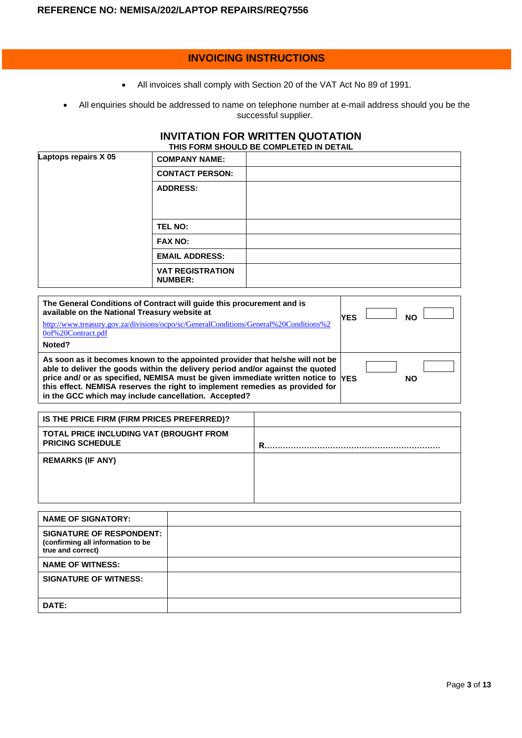**REFERENCE NO: NEMISA/202/LAPTOP REPAIRS/REQ7556**

## INVOICING INSTRUCTIONS

- All invoices shall comply with Section 20 of the VAT Act No 89 of 1991.
- All enquiries should be addressed to name on telephone number at e-mail address should you be the successful supplier.

## INVITATION FOR WRITTEN QUOTATION

**THIS FORM SHOULD BE COMPLETED IN DETAIL**

| **Laptops repairs X 05** | **COMPANY NAME:** | |
|---|---|---|
| | **CONTACT PERSON:** | |
| | **ADDRESS:** | |
| | **TEL NO:** | |
| | **FAX NO:** | |
| | **EMAIL ADDRESS:** | |
| | **VAT REGISTRATION NUMBER:** | |

| | | | | |
|---|---|---|---|---|
| **The General Conditions of Contract will guide this procurement and is available on the National Treasury website at** http://www.treasury.gov.za/divisions/ocpo/sc/GeneralConditions/General%20Conditions%20of%20Contract.pdf **Noted?** | **YES** | | **NO** | |
| **As soon as it becomes known to the appointed provider that he/she will not be able to deliver the goods within the delivery period and/or against the quoted price and/ or as specified, NEMISA must be given immediate written notice to this effect. NEMISA reserves the right to implement remedies as provided for in the GCC which may include cancellation. Accepted?** | **YES** | | **NO** | |

| | |
|---|---|
| **IS THE PRICE FIRM (FIRM PRICES PREFERRED)?** | |
| **TOTAL PRICE INCLUDING VAT (BROUGHT FROM PRICING SCHEDULE** | **R………………………………………………………….** |
| **REMARKS (IF ANY)** | |

| | |
|---|---|
| **NAME OF SIGNATORY:** | |
| **SIGNATURE OF RESPONDENT:** (confirming all information to be true and correct) | |
| **NAME OF WITNESS:** | |
| **SIGNATURE OF WITNESS:** | |
| **DATE:** | |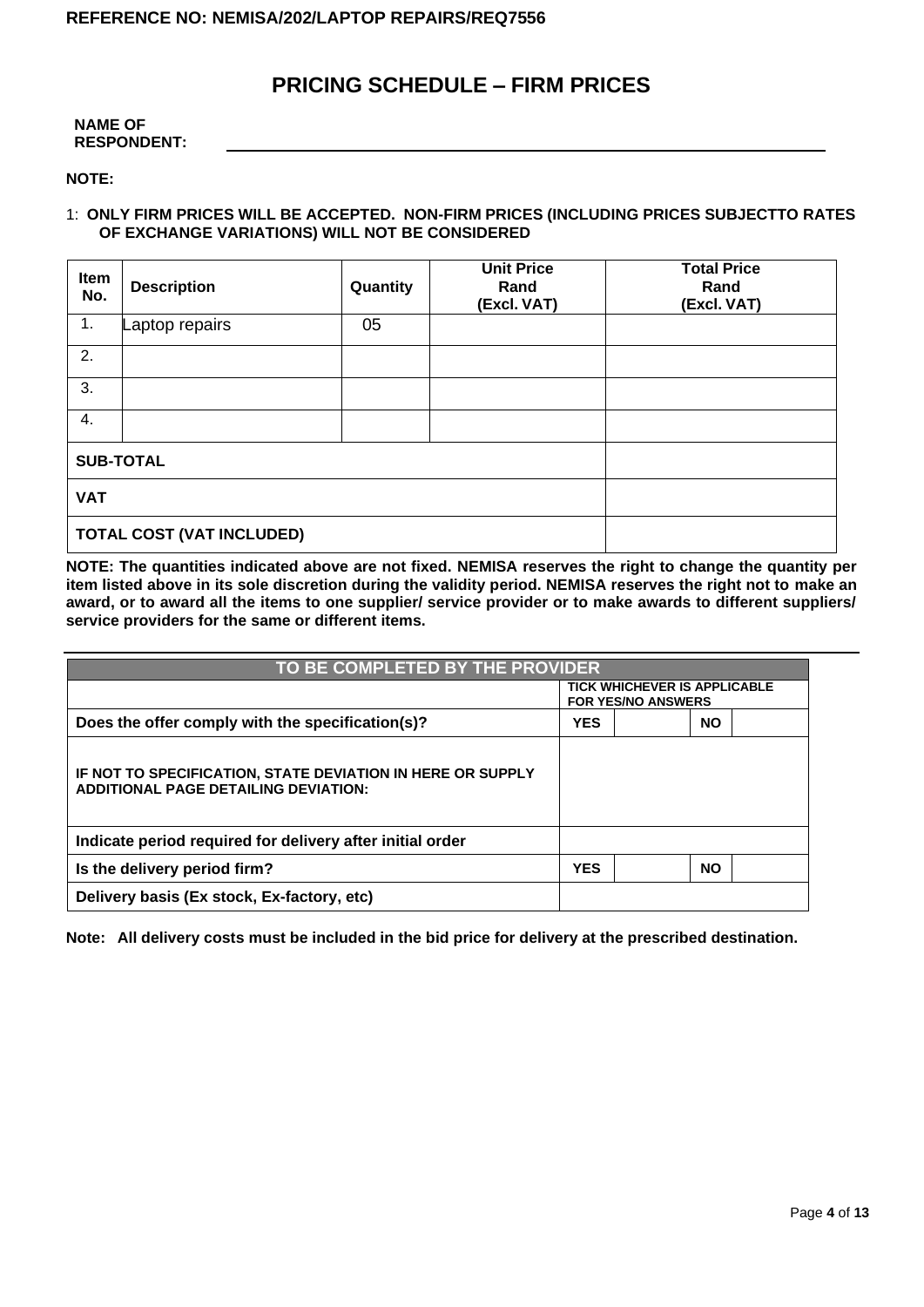REFERENCE NO: NEMISA/202/LAPTOP REPAIRS/REQ7556

# PRICING SCHEDULE – FIRM PRICES

**NAME OF RESPONDENT:** ______________________________

**NOTE:**

1: **ONLY FIRM PRICES WILL BE ACCEPTED. NON-FIRM PRICES (INCLUDING PRICES SUBJECTTO RATES OF EXCHANGE VARIATIONS) WILL NOT BE CONSIDERED**

| Item No. | Description | Quantity | Unit Price Rand (Excl. VAT) | Total Price Rand (Excl. VAT) |
|---|---|---|---|---|
| 1. | Laptop repairs | 05 | | |
| 2. | | | | |
| 3. | | | | |
| 4. | | | | |
| **SUB-TOTAL** | | | | |
| **VAT** | | | | |
| **TOTAL COST (VAT INCLUDED)** | | | | |

**NOTE: The quantities indicated above are not fixed. NEMISA reserves the right to change the quantity per item listed above in its sole discretion during the validity period. NEMISA reserves the right not to make an award, or to award all the items to one supplier/ service provider or to make awards to different suppliers/ service providers for the same or different items.**

| TO BE COMPLETED BY THE PROVIDER | | | | |
|---|---|---|---|---|
| | TICK WHICHEVER IS APPLICABLE FOR YES/NO ANSWERS | | | |
| **Does the offer comply with the specification(s)?** | YES | | NO | |
| **IF NOT TO SPECIFICATION, STATE DEVIATION IN HERE OR SUPPLY ADDITIONAL PAGE DETAILING DEVIATION:** | | | | |
| **Indicate period required for delivery after initial order** | | | | |
| **Is the delivery period firm?** | YES | | NO | |
| **Delivery basis (Ex stock, Ex-factory, etc)** | | | | |

**Note: All delivery costs must be included in the bid price for delivery at the prescribed destination.**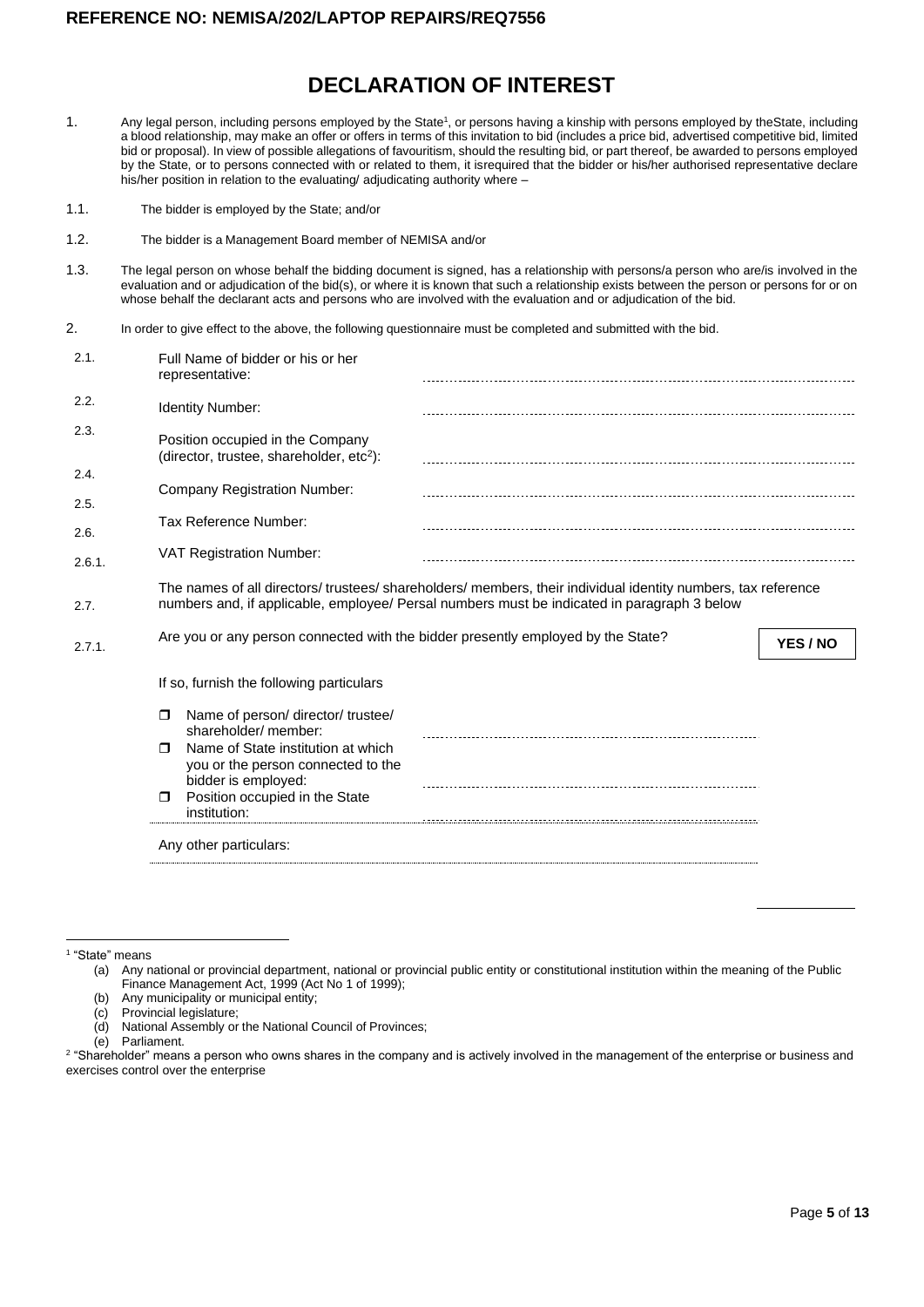# DECLARATION OF INTEREST

1. Any legal person, including persons employed by the State[1], or persons having a kinship with persons employed by theState, including a blood relationship, may make an offer or offers in terms of this invitation to bid (includes a price bid, advertised competitive bid, limited bid or proposal). In view of possible allegations of favouritism, should the resulting bid, or part thereof, be awarded to persons employed by the State, or to persons connected with or related to them, it isrequired that the bidder or his/her authorised representative declare his/her position in relation to the evaluating/ adjudicating authority where –

1.1. The bidder is employed by the State; and/or

1.2. The bidder is a Management Board member of NEMISA and/or

1.3. The legal person on whose behalf the bidding document is signed, has a relationship with persons/a person who are/is involved in the evaluation and or adjudication of the bid(s), or where it is known that such a relationship exists between the person or persons for or on whose behalf the declarant acts and persons who are involved with the evaluation and or adjudication of the bid.

2. In order to give effect to the above, the following questionnaire must be completed and submitted with the bid.

2.1. Full Name of bidder or his or her representative: ……………………………………………………………

2.2. Identity Number: ……………………………………………………………

2.3. Position occupied in the Company (director, trustee, shareholder, etc[2]): ……………………………………………………………

2.4. Company Registration Number: ……………………………………………………………

2.5. Tax Reference Number: ……………………………………………………………

2.6. VAT Registration Number: ……………………………………………………………

2.6.1. The names of all directors/ trustees/ shareholders/ members, their individual identity numbers, tax reference numbers and, if applicable, employee/ Persal numbers must be indicated in paragraph 3 below

2.7. Are you or any person connected with the bidder presently employed by the State? **YES / NO**

2.7.1. If so, furnish the following particulars

- ☐ Name of person/ director/ trustee/ shareholder/ member: ……………………………………………………………
- ☐ Name of State institution at which you or the person connected to the bidder is employed: ……………………………………………………………
- ☐ Position occupied in the State institution: ……………………………………………………………

Any other particulars: ……………………………………………………………

---

[1] "State" means

(a) Any national or provincial department, national or provincial public entity or constitutional institution within the meaning of the Public Finance Management Act, 1999 (Act No 1 of 1999);

(b) Any municipality or municipal entity;

(c) Provincial legislature;

(d) National Assembly or the National Council of Provinces;

(e) Parliament.

[2] "Shareholder" means a person who owns shares in the company and is actively involved in the management of the enterprise or business and exercises control over the enterprise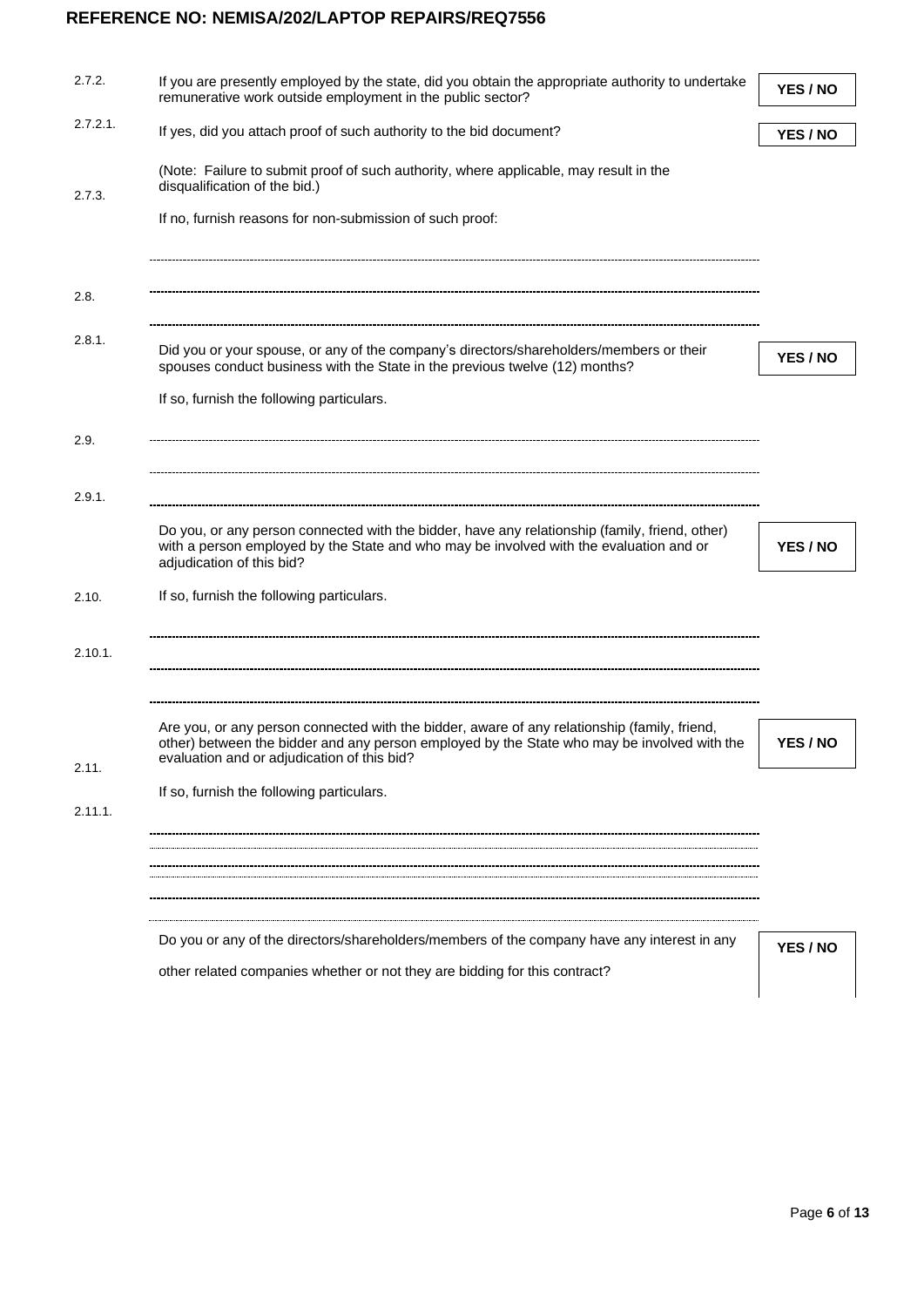**REFERENCE NO: NEMISA/202/LAPTOP REPAIRS/REQ7556**

2.7.2. If you are presently employed by the state, did you obtain the appropriate authority to undertake remunerative work outside employment in the public sector? **YES / NO**

2.7.2.1. If yes, did you attach proof of such authority to the bid document? **YES / NO**

(Note: Failure to submit proof of such authority, where applicable, may result in the disqualification of the bid.)

2.7.3. If no, furnish reasons for non-submission of such proof:

---

---

2.8. Did you or your spouse, or any of the company's directors/shareholders/members or their spouses conduct business with the State in the previous twelve (12) months? **YES / NO**

2.8.1. If so, furnish the following particulars.

---

---

---

2.9. Do you, or any person connected with the bidder, have any relationship (family, friend, other) with a person employed by the State and who may be involved with the evaluation and or adjudication of this bid? **YES / NO**

2.9.1. If so, furnish the following particulars.

---

---

---

2.10. Are you, or any person connected with the bidder, aware of any relationship (family, friend, other) between the bidder and any person employed by the State who may be involved with the evaluation and or adjudication of this bid? **YES / NO**

2.10.1. If so, furnish the following particulars.

---

---

---

---

2.11. Do you or any of the directors/shareholders/members of the company have any interest in any other related companies whether or not they are bidding for this contract? **YES / NO**

2.11.1.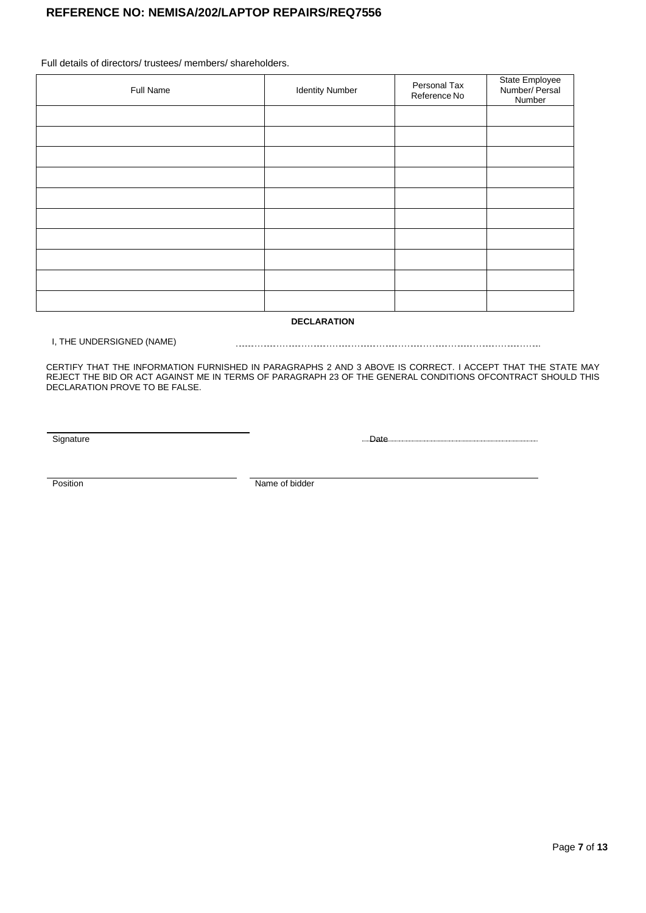**REFERENCE NO: NEMISA/202/LAPTOP REPAIRS/REQ7556**

Full details of directors/ trustees/ members/ shareholders.

| Full Name | Identity Number | Personal Tax Reference No | State Employee Number/ Persal Number |
|---|---|---|---|
| | | | |
| | | | |
| | | | |
| | | | |
| | | | |
| | | | |
| | | | |
| | | | |
| | | | |
| | | | |

**DECLARATION**

I, THE UNDERSIGNED (NAME) ……………………………………………………………………………

CERTIFY THAT THE INFORMATION FURNISHED IN PARAGRAPHS 2 AND 3 ABOVE IS CORRECT. I ACCEPT THAT THE STATE MAY REJECT THE BID OR ACT AGAINST ME IN TERMS OF PARAGRAPH 23 OF THE GENERAL CONDITIONS OFCONTRACT SHOULD THIS DECLARATION PROVE TO BE FALSE.

______________________________

Signature

Date………………………………………

______________________________

Position

______________________________

Name of bidder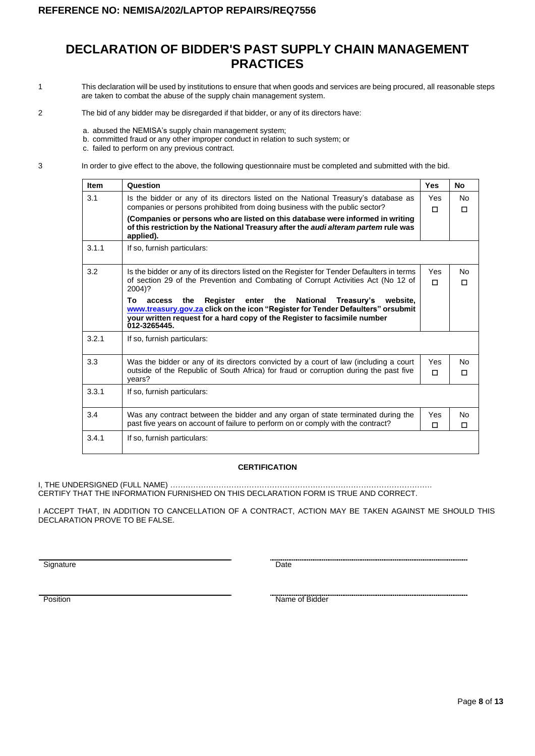# DECLARATION OF BIDDER'S PAST SUPPLY CHAIN MANAGEMENT PRACTICES

1. This declaration will be used by institutions to ensure that when goods and services are being procured, all reasonable steps are taken to combat the abuse of the supply chain management system.

2. The bid of any bidder may be disregarded if that bidder, or any of its directors have:

   a. abused the NEMISA's supply chain management system;
   b. committed fraud or any other improper conduct in relation to such system; or
   c. failed to perform on any previous contract.

3. In order to give effect to the above, the following questionnaire must be completed and submitted with the bid.

| Item | Question | Yes | No |
|---|---|---|---|
| 3.1 | Is the bidder or any of its directors listed on the National Treasury's database as companies or persons prohibited from doing business with the public sector? **(Companies or persons who are listed on this database were informed in writing of this restriction by the National Treasury after the *audi alteram partem* rule was applied).** | Yes ☐ | No ☐ |
| 3.1.1 | If so, furnish particulars: | | |
| 3.2 | Is the bidder or any of its directors listed on the Register for Tender Defaulters in terms of section 29 of the Prevention and Combating of Corrupt Activities Act (No 12 of 2004)? **To access the Register enter the National Treasury's website, www.treasury.gov.za click on the icon "Register for Tender Defaulters" orsubmit your written request for a hard copy of the Register to facsimile number 012-3265445.** | Yes ☐ | No ☐ |
| 3.2.1 | If so, furnish particulars: | | |
| 3.3 | Was the bidder or any of its directors convicted by a court of law (including a court outside of the Republic of South Africa) for fraud or corruption during the past five years? | Yes ☐ | No ☐ |
| 3.3.1 | If so, furnish particulars: | | |
| 3.4 | Was any contract between the bidder and any organ of state terminated during the past five years on account of failure to perform on or comply with the contract? | Yes ☐ | No ☐ |
| 3.4.1 | If so, furnish particulars: | | |

**CERTIFICATION**

I, THE UNDERSIGNED (FULL NAME) …………………………………………………………………………………………
CERTIFY THAT THE INFORMATION FURNISHED ON THIS DECLARATION FORM IS TRUE AND CORRECT.

I ACCEPT THAT, IN ADDITION TO CANCELLATION OF A CONTRACT, ACTION MAY BE TAKEN AGAINST ME SHOULD THIS DECLARATION PROVE TO BE FALSE.

Signature ______________________ Date ______________________

Position ______________________ Name of Bidder ______________________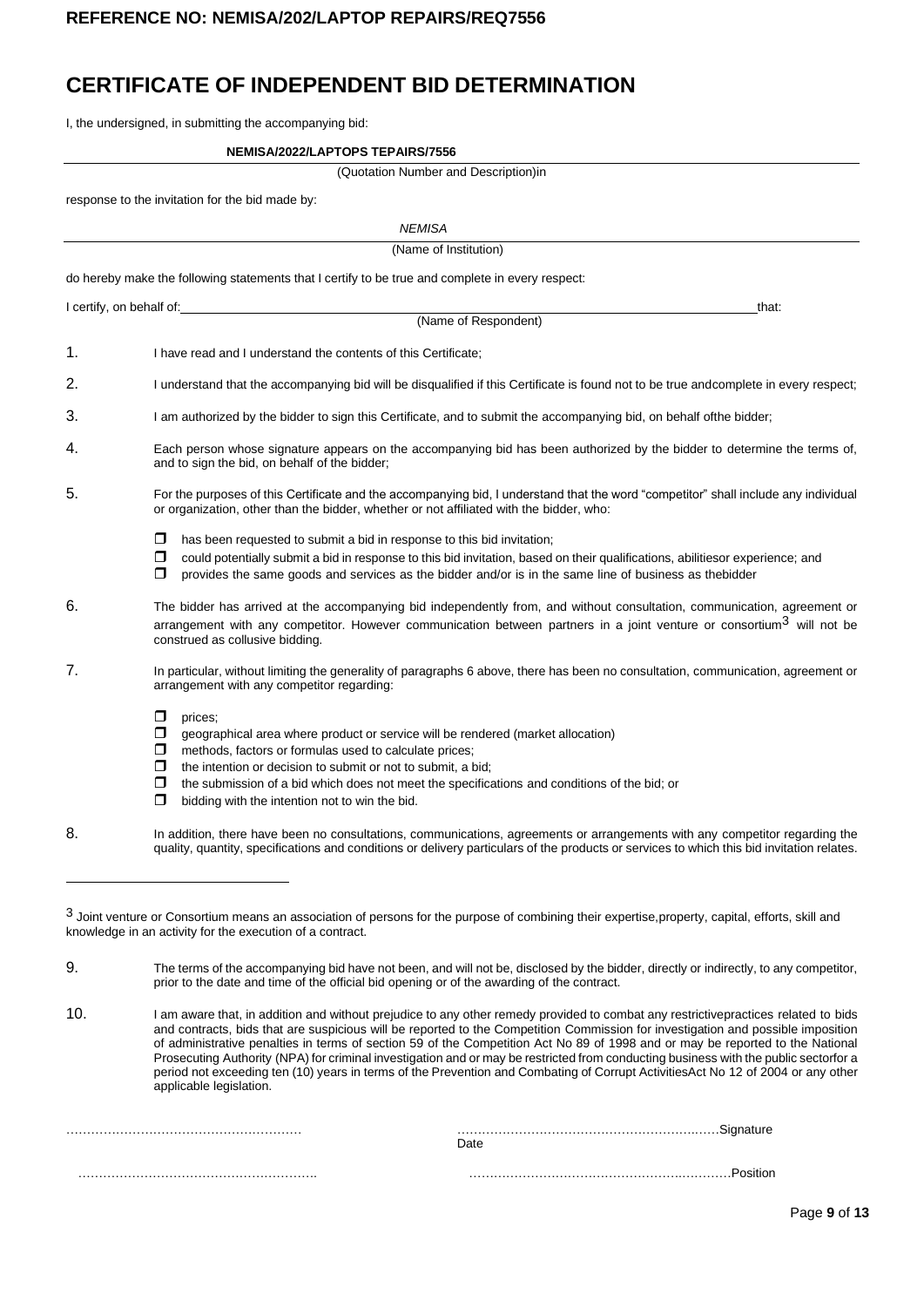# CERTIFICATE OF INDEPENDENT BID DETERMINATION

I, the undersigned, in submitting the accompanying bid:

**NEMISA/2022/LAPTOPS TEPAIRS/7556**

(Quotation Number and Description)in

response to the invitation for the bid made by:

*NEMISA*

(Name of Institution)

do hereby make the following statements that I certify to be true and complete in every respect:

I certify, on behalf of: \_\_\_\_\_\_\_\_\_\_\_\_\_\_\_\_\_\_\_\_\_\_\_\_\_\_\_\_\_\_\_\_\_\_\_\_\_\_\_\_ that:

(Name of Respondent)

1. I have read and I understand the contents of this Certificate;
2. I understand that the accompanying bid will be disqualified if this Certificate is found not to be true andcomplete in every respect;
3. I am authorized by the bidder to sign this Certificate, and to submit the accompanying bid, on behalf ofthe bidder;
4. Each person whose signature appears on the accompanying bid has been authorized by the bidder to determine the terms of, and to sign the bid, on behalf of the bidder;
5. For the purposes of this Certificate and the accompanying bid, I understand that the word "competitor" shall include any individual or organization, other than the bidder, whether or not affiliated with the bidder, who:
   - ☐ has been requested to submit a bid in response to this bid invitation;
   - ☐ could potentially submit a bid in response to this bid invitation, based on their qualifications, abilitiesor experience; and
   - ☐ provides the same goods and services as the bidder and/or is in the same line of business as thebidder
6. The bidder has arrived at the accompanying bid independently from, and without consultation, communication, agreement or arrangement with any competitor. However communication between partners in a joint venture or consortium[3] will not be construed as collusive bidding.
7. In particular, without limiting the generality of paragraphs 6 above, there has been no consultation, communication, agreement or arrangement with any competitor regarding:
   - ☐ prices;
   - ☐ geographical area where product or service will be rendered (market allocation)
   - ☐ methods, factors or formulas used to calculate prices;
   - ☐ the intention or decision to submit or not to submit, a bid;
   - ☐ the submission of a bid which does not meet the specifications and conditions of the bid; or
   - ☐ bidding with the intention not to win the bid.
8. In addition, there have been no consultations, communications, agreements or arrangements with any competitor regarding the quality, quantity, specifications and conditions or delivery particulars of the products or services to which this bid invitation relates.

[3] Joint venture or Consortium means an association of persons for the purpose of combining their expertise,property, capital, efforts, skill and knowledge in an activity for the execution of a contract.

9. The terms of the accompanying bid have not been, and will not be, disclosed by the bidder, directly or indirectly, to any competitor, prior to the date and time of the official bid opening or of the awarding of the contract.
10. I am aware that, in addition and without prejudice to any other remedy provided to combat any restrictivepractices related to bids and contracts, bids that are suspicious will be reported to the Competition Commission for investigation and possible imposition of administrative penalties in terms of section 59 of the Competition Act No 89 of 1998 and or may be reported to the National Prosecuting Authority (NPA) for criminal investigation and or may be restricted from conducting business with the public sectorfor a period not exceeding ten (10) years in terms of the Prevention and Combating of Corrupt ActivitiesAct No 12 of 2004 or any other applicable legislation.

………………………………………………… ………………………………………………………Signature

Date

………………………………………………… ………………………………………………………Position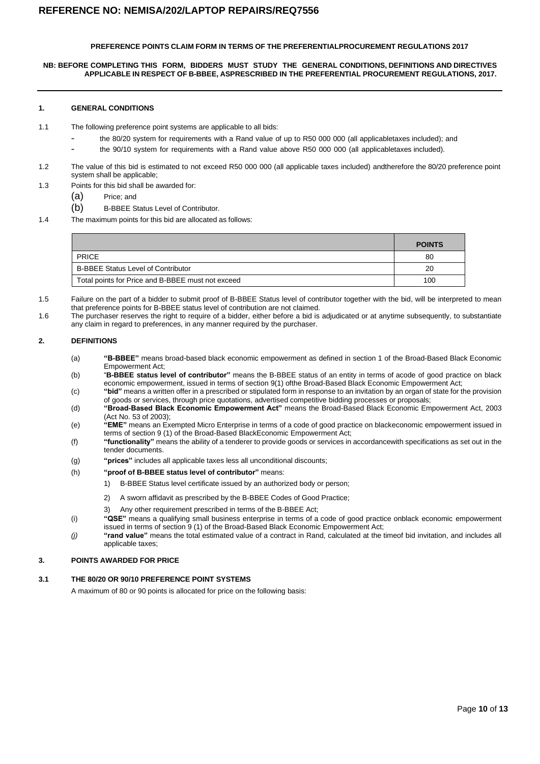# REFERENCE NO: NEMISA/202/LAPTOP REPAIRS/REQ7556

**PREFERENCE POINTS CLAIM FORM IN TERMS OF THE PREFERENTIALPROCUREMENT REGULATIONS 2017**

**NB: BEFORE COMPLETING THIS FORM, BIDDERS MUST STUDY THE GENERAL CONDITIONS, DEFINITIONS AND DIRECTIVES APPLICABLE IN RESPECT OF B-BBEE, ASPRESCRIBED IN THE PREFERENTIAL PROCUREMENT REGULATIONS, 2017.**

## 1. GENERAL CONDITIONS

1.1 The following preference point systems are applicable to all bids:

- the 80/20 system for requirements with a Rand value of up to R50 000 000 (all applicabletaxes included); and
- the 90/10 system for requirements with a Rand value above R50 000 000 (all applicabletaxes included).

1.2 The value of this bid is estimated to not exceed R50 000 000 (all applicable taxes included) andtherefore the 80/20 preference point system shall be applicable;

1.3 Points for this bid shall be awarded for:

(a) Price; and

(b) B-BBEE Status Level of Contributor.

1.4 The maximum points for this bid are allocated as follows:

| | **POINTS** |
|---|---|
| PRICE | 80 |
| B-BBEE Status Level of Contributor | 20 |
| Total points for Price and B-BBEE must not exceed | 100 |

1.5 Failure on the part of a bidder to submit proof of B-BBEE Status level of contributor together with the bid, will be interpreted to mean that preference points for B-BBEE status level of contribution are not claimed.

1.6 The purchaser reserves the right to require of a bidder, either before a bid is adjudicated or at anytime subsequently, to substantiate any claim in regard to preferences, in any manner required by the purchaser.

## 2. DEFINITIONS

(a) **"B-BBEE"** means broad-based black economic empowerment as defined in section 1 of the Broad-Based Black Economic Empowerment Act;

(b) "**B-BBEE status level of contributor"** means the B-BBEE status of an entity in terms of acode of good practice on black economic empowerment, issued in terms of section 9(1) ofthe Broad-Based Black Economic Empowerment Act;

(c) **"bid"** means a written offer in a prescribed or stipulated form in response to an invitation by an organ of state for the provision of goods or services, through price quotations, advertised competitive bidding processes or proposals;

(d) **"Broad-Based Black Economic Empowerment Act"** means the Broad-Based Black Economic Empowerment Act, 2003 (Act No. 53 of 2003);

(e) **"EME"** means an Exempted Micro Enterprise in terms of a code of good practice on blackeconomic empowerment issued in terms of section 9 (1) of the Broad-Based BlackEconomic Empowerment Act;

(f) **"functionality"** means the ability of a tenderer to provide goods or services in accordancewith specifications as set out in the tender documents.

(g) **"prices"** includes all applicable taxes less all unconditional discounts;

(h) **"proof of B-BBEE status level of contributor"** means:

1) B-BBEE Status level certificate issued by an authorized body or person;

2) A sworn affidavit as prescribed by the B-BBEE Codes of Good Practice;

3) Any other requirement prescribed in terms of the B-BBEE Act;

(i) **"QSE"** means a qualifying small business enterprise in terms of a code of good practice onblack economic empowerment issued in terms of section 9 (1) of the Broad-Based Black Economic Empowerment Act;

*(j)* **"rand value"** means the total estimated value of a contract in Rand, calculated at the timeof bid invitation, and includes all applicable taxes;

## 3. POINTS AWARDED FOR PRICE

### 3.1 THE 80/20 OR 90/10 PREFERENCE POINT SYSTEMS

A maximum of 80 or 90 points is allocated for price on the following basis: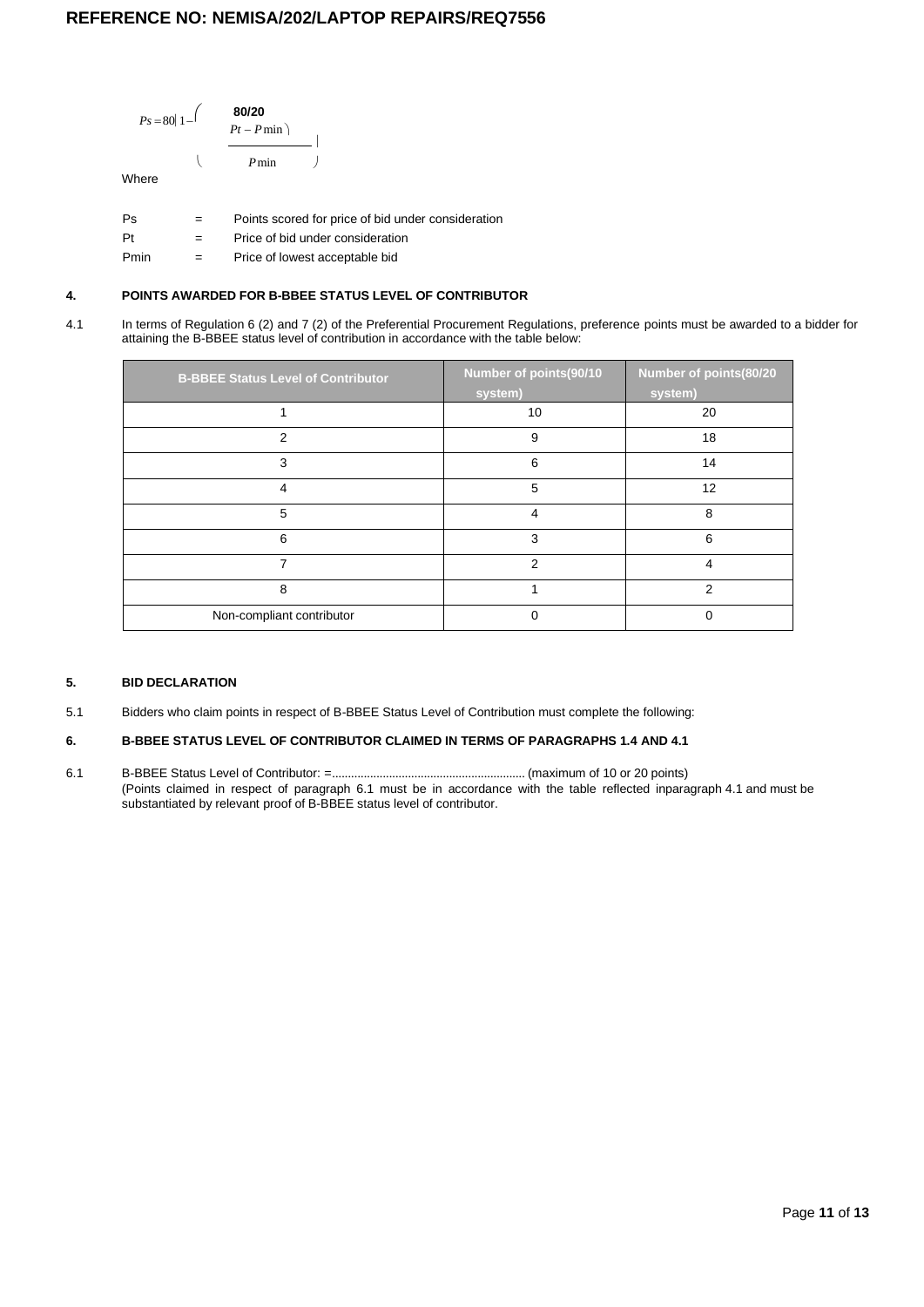**80/20**

$$Ps = 80\left(1 - \frac{Pt - P\min}{P\min}\right)$$

Where

| | | |
|---|---|---|
| Ps | = | Points scored for price of bid under consideration |
| Pt | = | Price of bid under consideration |
| Pmin | = | Price of lowest acceptable bid |

## 4. POINTS AWARDED FOR B-BBEE STATUS LEVEL OF CONTRIBUTOR

4.1 In terms of Regulation 6 (2) and 7 (2) of the Preferential Procurement Regulations, preference points must be awarded to a bidder for attaining the B-BBEE status level of contribution in accordance with the table below:

| B-BBEE Status Level of Contributor | Number of points(90/10 system) | Number of points(80/20 system) |
|---|---|---|
| 1 | 10 | 20 |
| 2 | 9 | 18 |
| 3 | 6 | 14 |
| 4 | 5 | 12 |
| 5 | 4 | 8 |
| 6 | 3 | 6 |
| 7 | 2 | 4 |
| 8 | 1 | 2 |
| Non-compliant contributor | 0 | 0 |

## 5. BID DECLARATION

5.1 Bidders who claim points in respect of B-BBEE Status Level of Contribution must complete the following:

## 6. B-BBEE STATUS LEVEL OF CONTRIBUTOR CLAIMED IN TERMS OF PARAGRAPHS 1.4 AND 4.1

6.1 B-BBEE Status Level of Contributor: =............................................................ (maximum of 10 or 20 points)
(Points claimed in respect of paragraph 6.1 must be in accordance with the table reflected inparagraph 4.1 and must be substantiated by relevant proof of B-BBEE status level of contributor.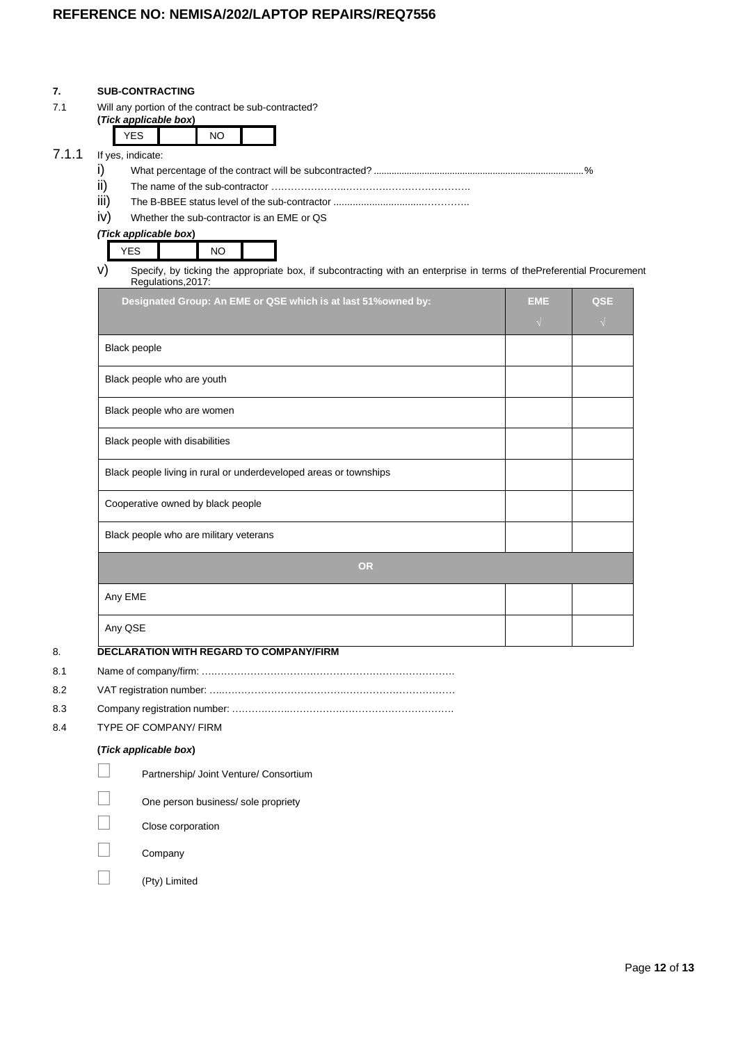**REFERENCE NO: NEMISA/202/LAPTOP REPAIRS/REQ7556**

## 7. SUB-CONTRACTING

7.1 Will any portion of the contract be sub-contracted?

**(*Tick applicable box*)**

| YES | | NO | |
|---|---|---|---|

7.1.1 If yes, indicate:

i) What percentage of the contract will be subcontracted? ..................................................................................%

ii) The name of the sub-contractor …………………..………….………………….

iii) The B-BBEE status level of the sub-contractor ................................……….

iv) Whether the sub-contractor is an EME or QS

***(Tick applicable box*)**

| YES | | NO | |
|---|---|---|---|

v) Specify, by ticking the appropriate box, if subcontracting with an enterprise in terms of thePreferential Procurement Regulations,2017:

| Designated Group: An EME or QSE which is at last 51%owned by: | EME √ | QSE √ |
|---|---|---|
| Black people | | |
| Black people who are youth | | |
| Black people who are women | | |
| Black people with disabilities | | |
| Black people living in rural or underdeveloped areas or townships | | |
| Cooperative owned by black people | | |
| Black people who are military veterans | | |
| **OR** | | |
| Any EME | | |
| Any QSE | | |

## 8. DECLARATION WITH REGARD TO COMPANY/FIRM

8.1 Name of company/firm: ………………………………………………………………….

8.2 VAT registration number: …..……………………………….…………………………

8.3 Company registration number: ……………..…………….…………………………….

8.4 TYPE OF COMPANY/ FIRM

**(*Tick applicable box*)**

- ☐ Partnership/ Joint Venture/ Consortium
- ☐ One person business/ sole propriety
- ☐ Close corporation
- ☐ Company
- ☐ (Pty) Limited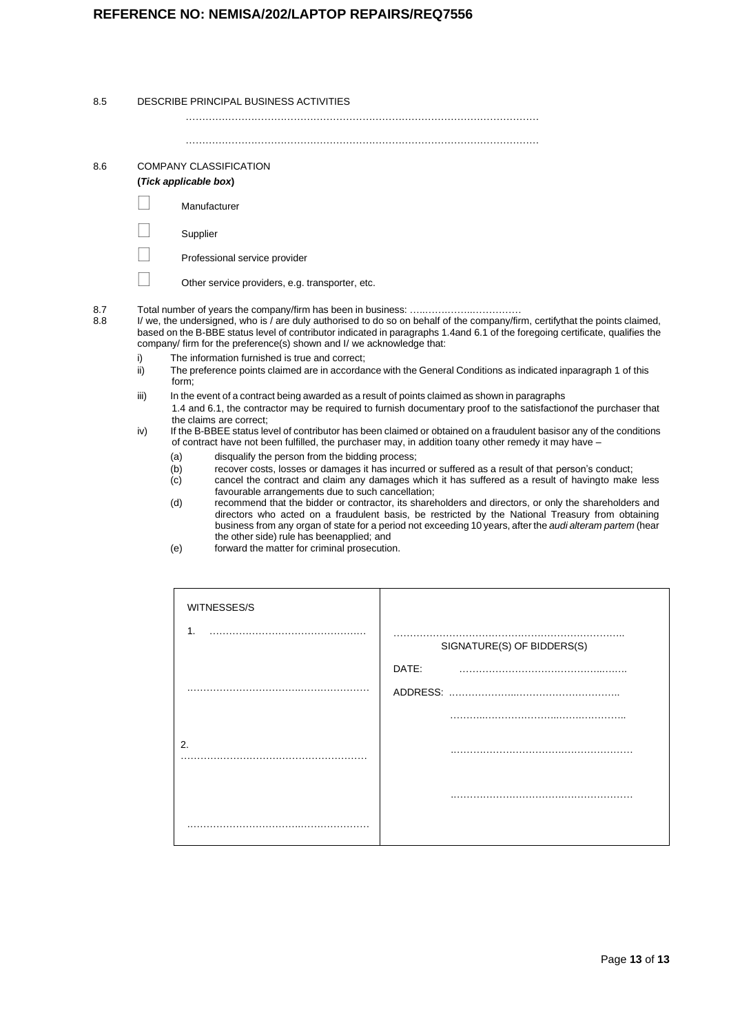8.5 DESCRIBE PRINCIPAL BUSINESS ACTIVITIES

…………………………………………………………………………………………………

…………………………………………………………………………………………………

8.6 COMPANY CLASSIFICATION

**(*Tick applicable box*)**

☐ Manufacturer

☐ Supplier

☐ Professional service provider

☐ Other service providers, e.g. transporter, etc.

8.7 Total number of years the company/firm has been in business: ………………………………

8.8 I/ we, the undersigned, who is / are duly authorised to do so on behalf of the company/firm, certifythat the points claimed, based on the B-BBE status level of contributor indicated in paragraphs 1.4and 6.1 of the foregoing certificate, qualifies the company/ firm for the preference(s) shown and I/ we acknowledge that:

i) The information furnished is true and correct;

ii) The preference points claimed are in accordance with the General Conditions as indicated inparagraph 1 of this form;

iii) In the event of a contract being awarded as a result of points claimed as shown in paragraphs 1.4 and 6.1, the contractor may be required to furnish documentary proof to the satisfactionof the purchaser that the claims are correct;

iv) If the B-BBEE status level of contributor has been claimed or obtained on a fraudulent basisor any of the conditions of contract have not been fulfilled, the purchaser may, in addition toany other remedy it may have –

(a) disqualify the person from the bidding process;

(b) recover costs, losses or damages it has incurred or suffered as a result of that person's conduct;

(c) cancel the contract and claim any damages which it has suffered as a result of havingto make less favourable arrangements due to such cancellation;

(d) recommend that the bidder or contractor, its shareholders and directors, or only the shareholders and directors who acted on a fraudulent basis, be restricted by the National Treasury from obtaining business from any organ of state for a period not exceeding 10 years, after the *audi alteram partem* (hear the other side) rule has beenapplied; and

(e) forward the matter for criminal prosecution.

| | |
|---|---|
| WITNESSES/S<br><br>1. …………………………………………<br><br>…………………………………………………<br><br>2. …………………………………………………<br><br>………………………………………………… | ………………………………………………………………<br>SIGNATURE(S) OF BIDDERS(S)<br><br>DATE: …………………………………………<br><br>ADDRESS: …………………………………………<br><br>…………………………………………<br><br>…………………………………………<br><br>………………………………………… |